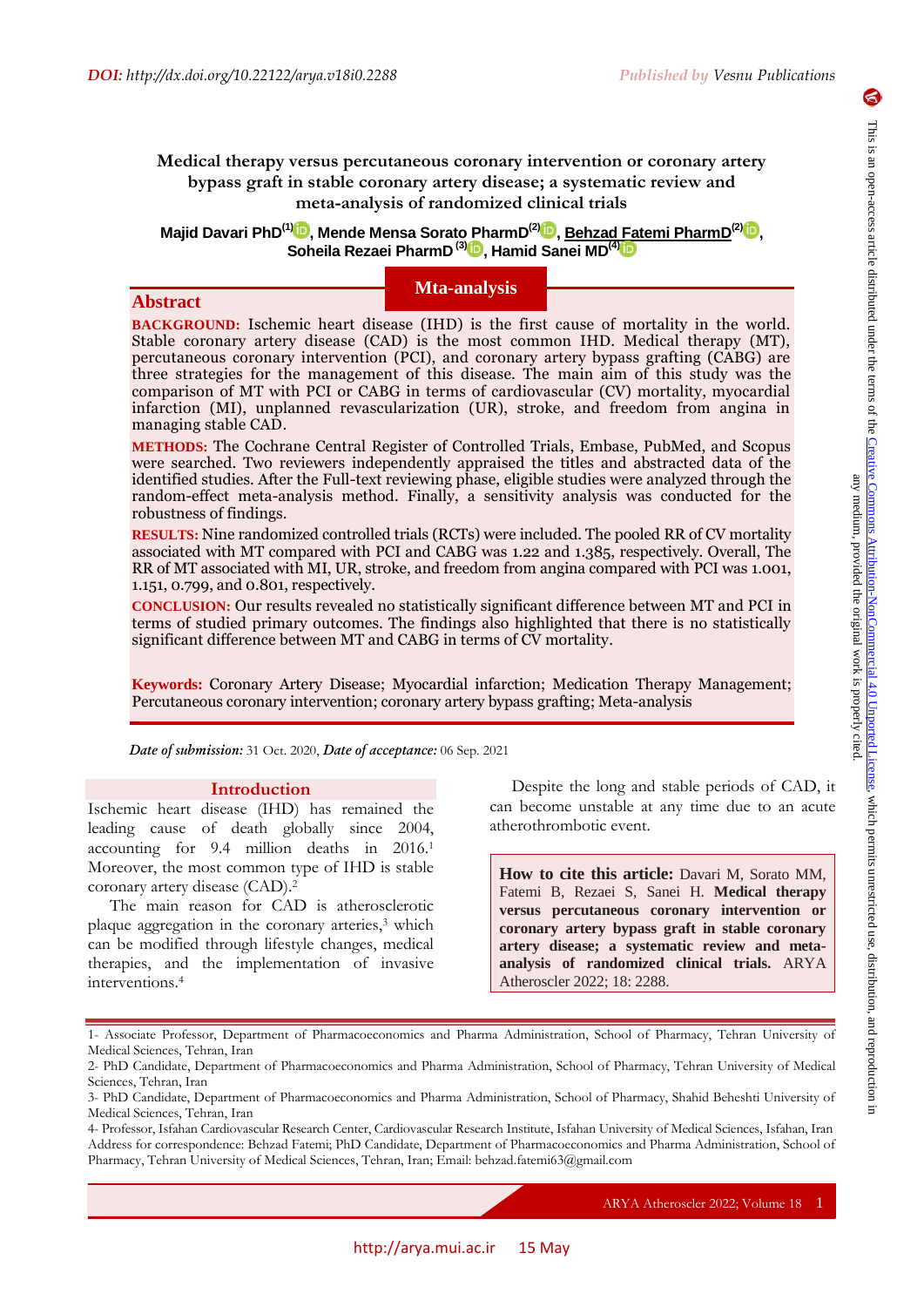DOI: http://dx.doi.org/10.22122/arya.v18i0.2288

# Medical therapy versus percutaneous coronary intervention or coronary artery bypass graft in stable coronary artery disease; a systematic review and meta-analysis of randomized clinical trials

**Majid Davari PhD[1], Mende Mensa Sorato PharmD[2], Behzad Fatemi PharmD[2], Soheila Rezaei PharmD[3], Hamid Sanei MD[4]**

**Mta-analysis**

## Abstract

**BACKGROUND:** Ischemic heart disease (IHD) is the first cause of mortality in the world. Stable coronary artery disease (CAD) is the most common IHD. Medical therapy (MT), percutaneous coronary intervention (PCI), and coronary artery bypass grafting (CABG) are three strategies for the management of this disease. The main aim of this study was the comparison of MT with PCI or CABG in terms of cardiovascular (CV) mortality, myocardial infarction (MI), unplanned revascularization (UR), stroke, and freedom from angina in managing stable CAD.

**METHODS:** The Cochrane Central Register of Controlled Trials, Embase, PubMed, and Scopus were searched. Two reviewers independently appraised the titles and abstracted data of the identified studies. After the Full-text reviewing phase, eligible studies were analyzed through the random-effect meta-analysis method. Finally, a sensitivity analysis was conducted for the robustness of findings.

**RESULTS:** Nine randomized controlled trials (RCTs) were included. The pooled RR of CV mortality associated with MT compared with PCI and CABG was 1.22 and 1.385, respectively. Overall, The RR of MT associated with MI, UR, stroke, and freedom from angina compared with PCI was 1.001, 1.151, 0.799, and 0.801, respectively.

**CONCLUSION:** Our results revealed no statistically significant difference between MT and PCI in terms of studied primary outcomes. The findings also highlighted that there is no statistically significant difference between MT and CABG in terms of CV mortality.

**Keywords:** Coronary Artery Disease; Myocardial infarction; Medication Therapy Management; Percutaneous coronary intervention; coronary artery bypass grafting; Meta-analysis

*Date of submission:* 31 Oct. 2020, *Date of acceptance:* 06 Sep. 2021

## Introduction

Ischemic heart disease (IHD) has remained the leading cause of death globally since 2004, accounting for 9.4 million deaths in 2016.[1] Moreover, the most common type of IHD is stable coronary artery disease (CAD).[2]

The main reason for CAD is atherosclerotic plaque aggregation in the coronary arteries,[3] which can be modified through lifestyle changes, medical therapies, and the implementation of invasive interventions.[4]

Despite the long and stable periods of CAD, it can become unstable at any time due to an acute atherothrombotic event.

**How to cite this article:** Davari M, Sorato MM, Fatemi B, Rezaei S, Sanei H. **Medical therapy versus percutaneous coronary intervention or coronary artery bypass graft in stable coronary artery disease; a systematic review and meta-analysis of randomized clinical trials.** ARYA Atheroscler 2022; 18: 2288.

This is an open-access article distributed under the terms of the Creative Commons Attribution-NonCommercial 4.0 Unported License, which permits unrestricted use, distribution, and reproduction in any medium, provided the original work is properly cited.

1- Associate Professor, Department of Pharmacoeconomics and Pharma Administration, School of Pharmacy, Tehran University of Medical Sciences, Tehran, Iran

2- PhD Candidate, Department of Pharmacoeconomics and Pharma Administration, School of Pharmacy, Tehran University of Medical Sciences, Tehran, Iran

3- PhD Candidate, Department of Pharmacoeconomics and Pharma Administration, School of Pharmacy, Shahid Beheshti University of Medical Sciences, Tehran, Iran

4- Professor, Isfahan Cardiovascular Research Center, Cardiovascular Research Institute, Isfahan University of Medical Sciences, Isfahan, Iran

Address for correspondence: Behzad Fatemi; PhD Candidate, Department of Pharmacoeconomics and Pharma Administration, School of Pharmacy, Tehran University of Medical Sciences, Tehran, Iran; Email: behzad.fatemi63@gmail.com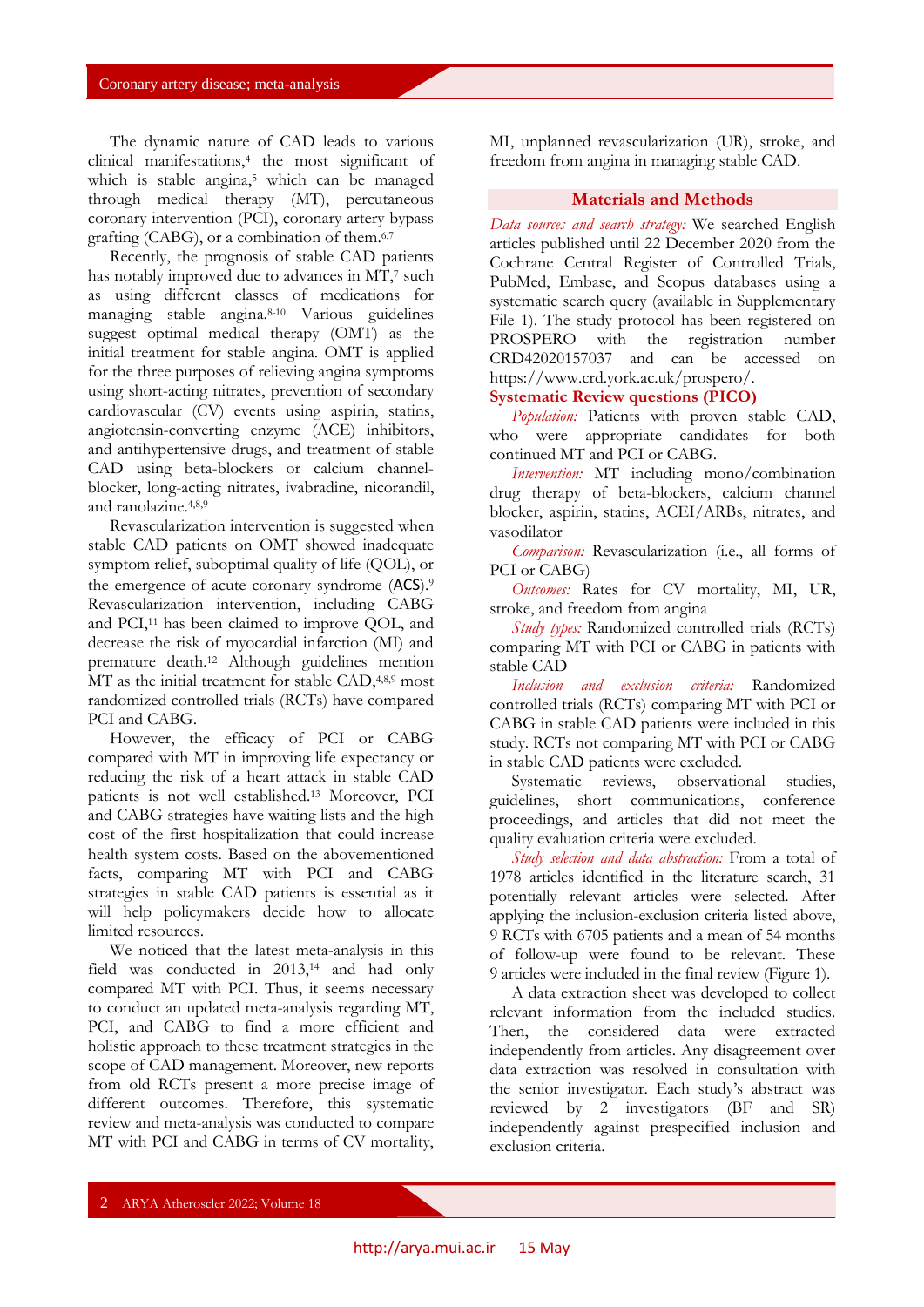The dynamic nature of CAD leads to various clinical manifestations,[4] the most significant of which is stable angina,[5] which can be managed through medical therapy (MT), percutaneous coronary intervention (PCI), coronary artery bypass grafting (CABG), or a combination of them.[6,7]

Recently, the prognosis of stable CAD patients has notably improved due to advances in MT,[7] such as using different classes of medications for managing stable angina.[8-10] Various guidelines suggest optimal medical therapy (OMT) as the initial treatment for stable angina. OMT is applied for the three purposes of relieving angina symptoms using short-acting nitrates, prevention of secondary cardiovascular (CV) events using aspirin, statins, angiotensin-converting enzyme (ACE) inhibitors, and antihypertensive drugs, and treatment of stable CAD using beta-blockers or calcium channel-blocker, long-acting nitrates, ivabradine, nicorandil, and ranolazine.[4,8,9]

Revascularization intervention is suggested when stable CAD patients on OMT showed inadequate symptom relief, suboptimal quality of life (QOL), or the emergence of acute coronary syndrome (ACS).[9] Revascularization intervention, including CABG and PCI,[11] has been claimed to improve QOL, and decrease the risk of myocardial infarction (MI) and premature death.[12] Although guidelines mention MT as the initial treatment for stable CAD,[4,8,9] most randomized controlled trials (RCTs) have compared PCI and CABG.

However, the efficacy of PCI or CABG compared with MT in improving life expectancy or reducing the risk of a heart attack in stable CAD patients is not well established.[13] Moreover, PCI and CABG strategies have waiting lists and the high cost of the first hospitalization that could increase health system costs. Based on the abovementioned facts, comparing MT with PCI and CABG strategies in stable CAD patients is essential as it will help policymakers decide how to allocate limited resources.

We noticed that the latest meta-analysis in this field was conducted in 2013,[14] and had only compared MT with PCI. Thus, it seems necessary to conduct an updated meta-analysis regarding MT, PCI, and CABG to find a more efficient and holistic approach to these treatment strategies in the scope of CAD management. Moreover, new reports from old RCTs present a more precise image of different outcomes. Therefore, this systematic review and meta-analysis was conducted to compare MT with PCI and CABG in terms of CV mortality, MI, unplanned revascularization (UR), stroke, and freedom from angina in managing stable CAD.

## Materials and Methods

*Data sources and search strategy:* We searched English articles published until 22 December 2020 from the Cochrane Central Register of Controlled Trials, PubMed, Embase, and Scopus databases using a systematic search query (available in Supplementary File 1). The study protocol has been registered on PROSPERO with the registration number CRD42020157037 and can be accessed on https://www.crd.york.ac.uk/prospero/.

**Systematic Review questions (PICO)**

*Population:* Patients with proven stable CAD, who were appropriate candidates for both continued MT and PCI or CABG.

*Intervention:* MT including mono/combination drug therapy of beta-blockers, calcium channel blocker, aspirin, statins, ACEI/ARBs, nitrates, and vasodilator

*Comparison:* Revascularization (i.e., all forms of PCI or CABG)

*Outcomes:* Rates for CV mortality, MI, UR, stroke, and freedom from angina

*Study types:* Randomized controlled trials (RCTs) comparing MT with PCI or CABG in patients with stable CAD

*Inclusion and exclusion criteria:* Randomized controlled trials (RCTs) comparing MT with PCI or CABG in stable CAD patients were included in this study. RCTs not comparing MT with PCI or CABG in stable CAD patients were excluded.

Systematic reviews, observational studies, guidelines, short communications, conference proceedings, and articles that did not meet the quality evaluation criteria were excluded.

*Study selection and data abstraction:* From a total of 1978 articles identified in the literature search, 31 potentially relevant articles were selected. After applying the inclusion-exclusion criteria listed above, 9 RCTs with 6705 patients and a mean of 54 months of follow-up were found to be relevant. These 9 articles were included in the final review (Figure 1).

A data extraction sheet was developed to collect relevant information from the included studies. Then, the considered data were extracted independently from articles. Any disagreement over data extraction was resolved in consultation with the senior investigator. Each study's abstract was reviewed by 2 investigators (BF and SR) independently against prespecified inclusion and exclusion criteria.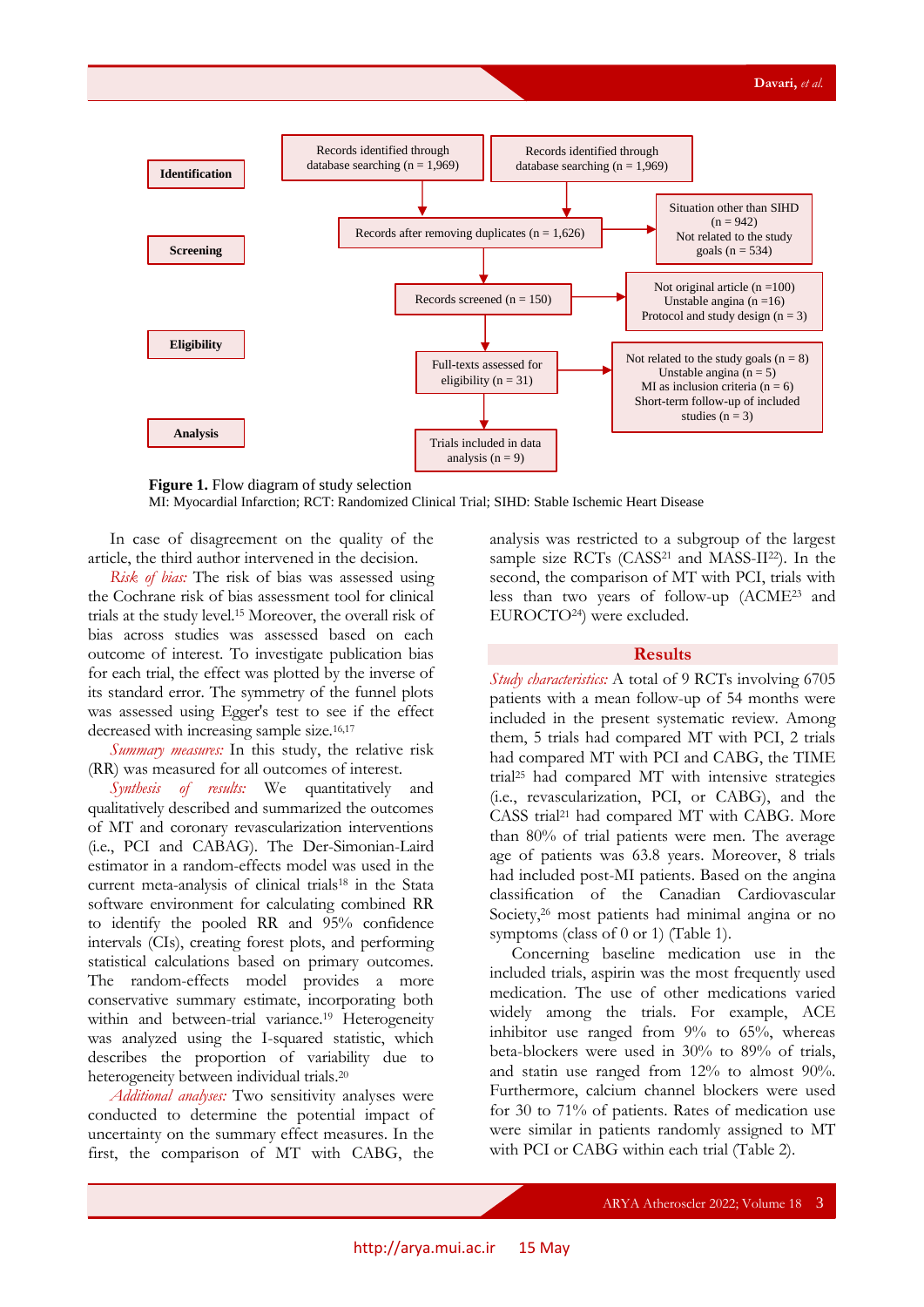Identification

Records identified through database searching (n = 1,969)

Records identified through database searching (n = 1,969)

Screening

Records after removing duplicates (n = 1,626)

Situation other than SIHD (n = 942)
Not related to the study goals (n = 534)

Records screened (n = 150)

Not original article (n =100)
Unstable angina (n =16)
Protocol and study design (n = 3)

Eligibility

Full-texts assessed for eligibility (n = 31)

Not related to the study goals (n = 8)
Unstable angina (n = 5)
MI as inclusion criteria (n = 6)
Short-term follow-up of included studies (n = 3)

Analysis

Trials included in data analysis (n = 9)

**Figure 1.** Flow diagram of study selection
MI: Myocardial Infarction; RCT: Randomized Clinical Trial; SIHD: Stable Ischemic Heart Disease

In case of disagreement on the quality of the article, the third author intervened in the decision.

*Risk of bias:* The risk of bias was assessed using the Cochrane risk of bias assessment tool for clinical trials at the study level.[15] Moreover, the overall risk of bias across studies was assessed based on each outcome of interest. To investigate publication bias for each trial, the effect was plotted by the inverse of its standard error. The symmetry of the funnel plots was assessed using Egger's test to see if the effect decreased with increasing sample size.[16,17]

*Summary measures:* In this study, the relative risk (RR) was measured for all outcomes of interest.

*Synthesis of results:* We quantitatively and qualitatively described and summarized the outcomes of MT and coronary revascularization interventions (i.e., PCI and CABAG). The Der-Simonian-Laird estimator in a random-effects model was used in the current meta-analysis of clinical trials[18] in the Stata software environment for calculating combined RR to identify the pooled RR and 95% confidence intervals (CIs), creating forest plots, and performing statistical calculations based on primary outcomes. The random-effects model provides a more conservative summary estimate, incorporating both within and between-trial variance.[19] Heterogeneity was analyzed using the I-squared statistic, which describes the proportion of variability due to heterogeneity between individual trials.[20]

*Additional analyses:* Two sensitivity analyses were conducted to determine the potential impact of uncertainty on the summary effect measures. In the first, the comparison of MT with CABG, the analysis was restricted to a subgroup of the largest sample size RCTs (CASS[21] and MASS-II[22]). In the second, the comparison of MT with PCI, trials with less than two years of follow-up (ACME[23] and EUROCTO[24]) were excluded.

## Results

*Study characteristics:* A total of 9 RCTs involving 6705 patients with a mean follow-up of 54 months were included in the present systematic review. Among them, 5 trials had compared MT with PCI, 2 trials had compared MT with PCI and CABG, the TIME trial[25] had compared MT with intensive strategies (i.e., revascularization, PCI, or CABG), and the CASS trial[21] had compared MT with CABG. More than 80% of trial patients were men. The average age of patients was 63.8 years. Moreover, 8 trials had included post-MI patients. Based on the angina classification of the Canadian Cardiovascular Society,[26] most patients had minimal angina or no symptoms (class of 0 or 1) (Table 1).

Concerning baseline medication use in the included trials, aspirin was the most frequently used medication. The use of other medications varied widely among the trials. For example, ACE inhibitor use ranged from 9% to 65%, whereas beta-blockers were used in 30% to 89% of trials, and statin use ranged from 12% to almost 90%. Furthermore, calcium channel blockers were used for 30 to 71% of patients. Rates of medication use were similar in patients randomly assigned to MT with PCI or CABG within each trial (Table 2).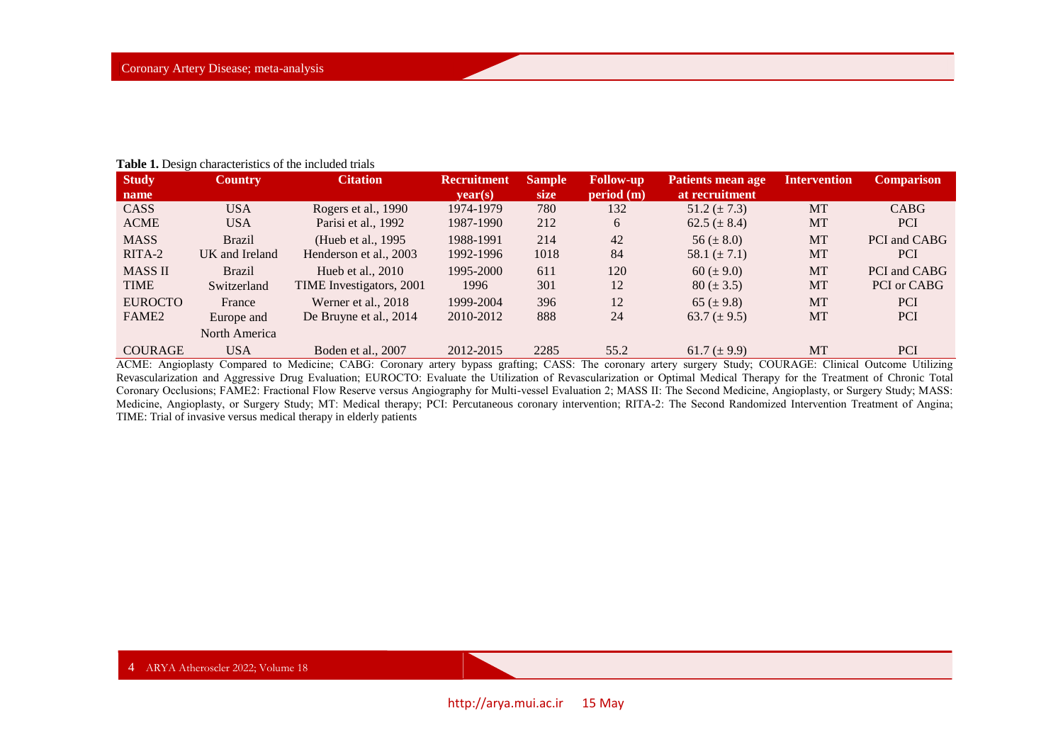**Table 1.** Design characteristics of the included trials

| Study name | Country | Citation | Recruitment year(s) | Sample size | Follow-up period (m) | Patients mean age at recruitment | Intervention | Comparison |
|---|---|---|---|---|---|---|---|---|
| CASS | USA | Rogers et al., 1990 | 1974-1979 | 780 | 132 | 51.2 (± 7.3) | MT | CABG |
| ACME | USA | Parisi et al., 1992 | 1987-1990 | 212 | 6 | 62.5 (± 8.4) | MT | PCI |
| MASS | Brazil | (Hueb et al., 1995 | 1988-1991 | 214 | 42 | 56 (± 8.0) | MT | PCI and CABG |
| RITA-2 | UK and Ireland | Henderson et al., 2003 | 1992-1996 | 1018 | 84 | 58.1 (± 7.1) | MT | PCI |
| MASS II | Brazil | Hueb et al., 2010 | 1995-2000 | 611 | 120 | 60 (± 9.0) | MT | PCI and CABG |
| TIME | Switzerland | TIME Investigators, 2001 | 1996 | 301 | 12 | 80 (± 3.5) | MT | PCI or CABG |
| EUROCTO | France | Werner et al., 2018 | 1999-2004 | 396 | 12 | 65 (± 9.8) | MT | PCI |
| FAME2 | Europe and North America | De Bruyne et al., 2014 | 2010-2012 | 888 | 24 | 63.7 (± 9.5) | MT | PCI |
| COURAGE | USA | Boden et al., 2007 | 2012-2015 | 2285 | 55.2 | 61.7 (± 9.9) | MT | PCI |

ACME: Angioplasty Compared to Medicine; CABG: Coronary artery bypass grafting; CASS: The coronary artery surgery Study; COURAGE: Clinical Outcome Utilizing Revascularization and Aggressive Drug Evaluation; EUROCTO: Evaluate the Utilization of Revascularization or Optimal Medical Therapy for the Treatment of Chronic Total Coronary Occlusions; FAME2: Fractional Flow Reserve versus Angiography for Multi-vessel Evaluation 2; MASS II: The Second Medicine, Angioplasty, or Surgery Study; MASS: Medicine, Angioplasty, or Surgery Study; MT: Medical therapy; PCI: Percutaneous coronary intervention; RITA-2: The Second Randomized Intervention Treatment of Angina; TIME: Trial of invasive versus medical therapy in elderly patients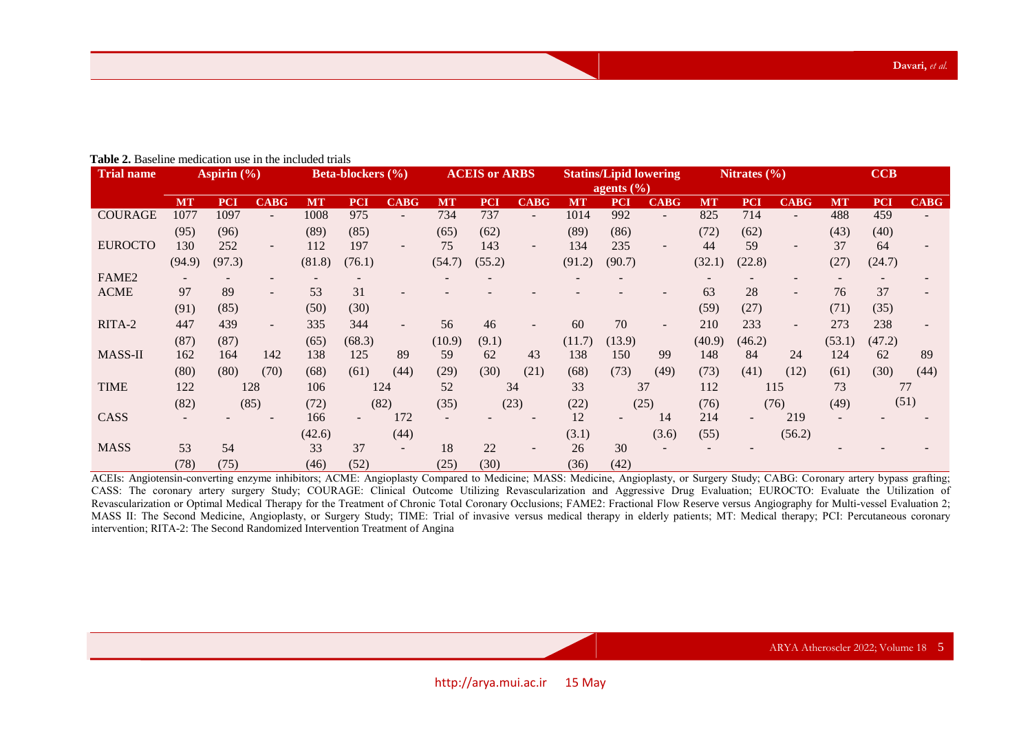**Table 2.** Baseline medication use in the included trials

| Trial name | Aspirin (%) | | | Beta-blockers (%) | | | ACEIS or ARBS | | | Statins/Lipid lowering agents (%) | | | Nitrates (%) | | | CCB | | |
|---|---|---|---|---|---|---|---|---|---|---|---|---|---|---|---|---|---|---|
| | MT | PCI | CABG | MT | PCI | CABG | MT | PCI | CABG | MT | PCI | CABG | MT | PCI | CABG | MT | PCI | CABG |
| COURAGE | 1077 (95) | 1097 (96) | - | 1008 (89) | 975 (85) | - | 734 (65) | 737 (62) | - | 1014 (89) | 992 (86) | - | 825 (72) | 714 (62) | - | 488 (43) | 459 (40) | - |
| EUROCTO | 130 (94.9) | 252 (97.3) | - | 112 (81.8) | 197 (76.1) | - | 75 (54.7) | 143 (55.2) | - | 134 (91.2) | 235 (90.7) | - | 44 (32.1) | 59 (22.8) | - | 37 (27) | 64 (24.7) | - |
| FAME2 | - | - | - | - | - | - | - | - | - | - | - | - | - | - | - | - | - | - |
| ACME | 97 (91) | 89 (85) | - | 53 (50) | 31 (30) | - | - | - | - | - | - | - | 63 (59) | 28 (27) | - | 76 (71) | 37 (35) | - |
| RITA-2 | 447 (87) | 439 (87) | - | 335 (65) | 344 (68.3) | - | 56 (10.9) | 46 (9.1) | - | 60 (11.7) | 70 (13.9) | - | 210 (40.9) | 233 (46.2) | - | 273 (53.1) | 238 (47.2) | - |
| MASS-II | 162 (80) | 164 (80) | 142 (70) | 138 (68) | 125 (61) | 89 (44) | 59 (29) | 62 (30) | 43 (21) | 138 (68) | 150 (73) | 99 (49) | 148 (73) | 84 (41) | 24 (12) | 124 (61) | 62 (30) | 89 (44) |
| TIME | 122 (82) | 128 (85) | | 106 (72) | 124 (82) | | 52 (35) | 34 (23) | | 33 (22) | 37 (25) | | 112 (76) | 115 (76) | | 73 (49) | 77 (51) | |
| CASS | - | - | - | 166 (42.6) | - | 172 (44) | - | - | - | 12 (3.1) | - | 14 (3.6) | 214 (55) | - | 219 (56.2) | - | - | - |
| MASS | 53 (78) | 54 (75) | | 33 (46) | 37 (52) | - | 18 (25) | 22 (30) | - | 26 (36) | 30 (42) | - | - | - | | - | - | - |

ACEIs: Angiotensin-converting enzyme inhibitors; ACME: Angioplasty Compared to Medicine; MASS: Medicine, Angioplasty, or Surgery Study; CABG: Coronary artery bypass grafting; CASS: The coronary artery surgery Study; COURAGE: Clinical Outcome Utilizing Revascularization and Aggressive Drug Evaluation; EUROCTO: Evaluate the Utilization of Revascularization or Optimal Medical Therapy for the Treatment of Chronic Total Coronary Occlusions; FAME2: Fractional Flow Reserve versus Angiography for Multi-vessel Evaluation 2; MASS II: The Second Medicine, Angioplasty, or Surgery Study; TIME: Trial of invasive versus medical therapy in elderly patients; MT: Medical therapy; PCI: Percutaneous coronary intervention; RITA-2: The Second Randomized Intervention Treatment of Angina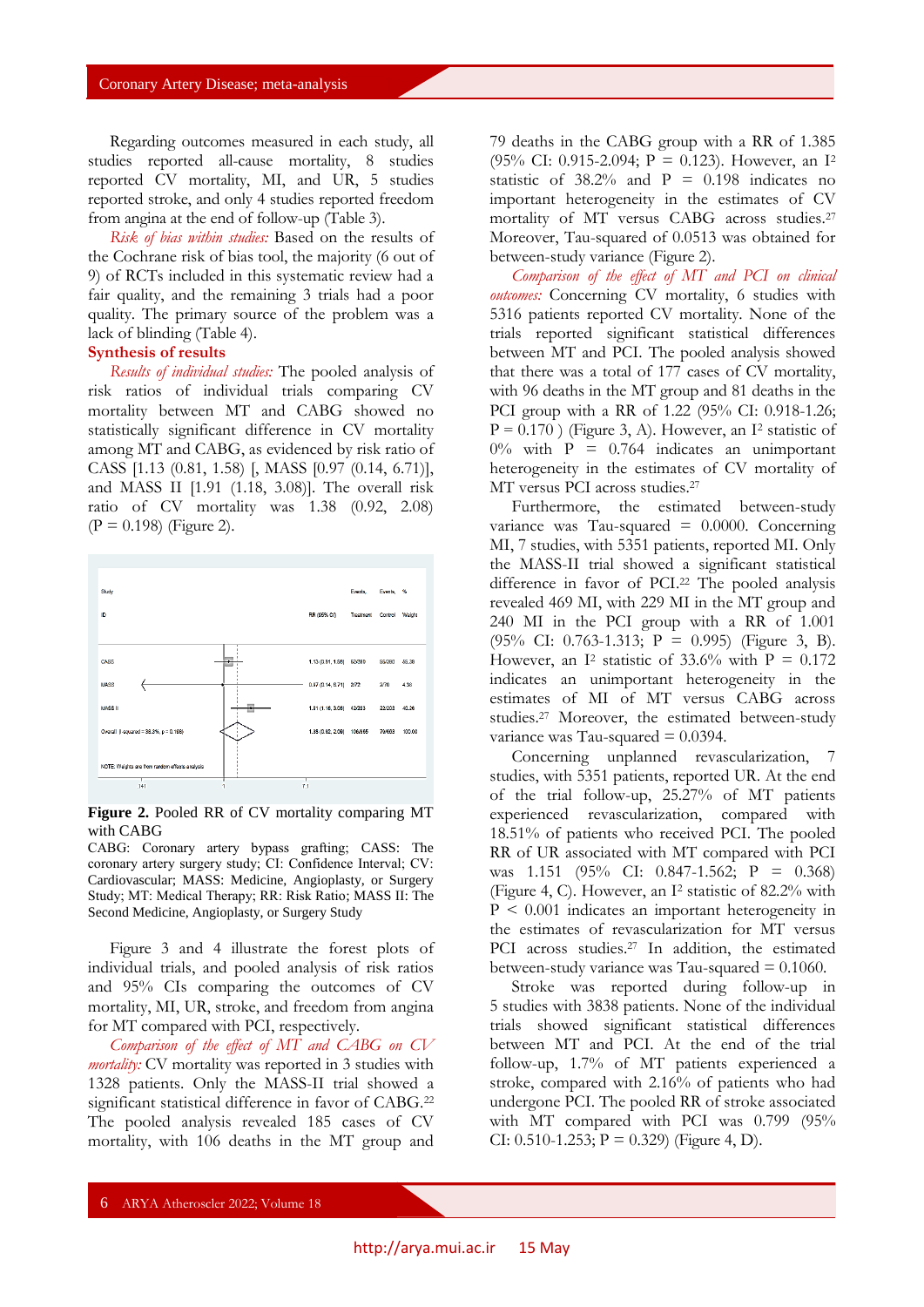Regarding outcomes measured in each study, all studies reported all-cause mortality, 8 studies reported CV mortality, MI, and UR, 5 studies reported stroke, and only 4 studies reported freedom from angina at the end of follow-up (Table 3).

*Risk of bias within studies:* Based on the results of the Cochrane risk of bias tool, the majority (6 out of 9) of RCTs included in this systematic review had a fair quality, and the remaining 3 trials had a poor quality. The primary source of the problem was a lack of blinding (Table 4).

**Synthesis of results**

*Results of individual studies:* The pooled analysis of risk ratios of individual trials comparing CV mortality between MT and CABG showed no statistically significant difference in CV mortality among MT and CABG, as evidenced by risk ratio of CASS [1.13 (0.81, 1.58)] [, MASS [0.97 (0.14, 6.71)], and MASS II [1.91 (1.18, 3.08)]. The overall risk ratio of CV mortality was 1.38 (0.92, 2.08) (P = 0.198) (Figure 2).

| Study ID | RR (95% CI) | Events, Treatment | Events, Control | % Weight |
|---|---|---|---|---|
| CASS | 1.13 (0.81, 1.58) | 53/390 | 55/380 | 55.38 |
| MASS | 0.97 (0.14, 6.71) | 2/72 | 2/70 | 4.36 |
| MASS II | 1.91 (1.18, 3.08) | 42/203 | 22/203 | 40.26 |
| Overall (I-squared = 38.2%, p = 0.198) | 1.38 (0.92, 2.08) | 106/665 | 79/653 | 100.00 |

NOTE: Weights are from random effects analysis

**Figure 2.** Pooled RR of CV mortality comparing MT with CABG

CABG: Coronary artery bypass grafting; CASS: The coronary artery surgery study; CI: Confidence Interval; CV: Cardiovascular; MASS: Medicine, Angioplasty, or Surgery Study; MT: Medical Therapy; RR: Risk Ratio; MASS II: The Second Medicine, Angioplasty, or Surgery Study

Figure 3 and 4 illustrate the forest plots of individual trials, and pooled analysis of risk ratios and 95% CIs comparing the outcomes of CV mortality, MI, UR, stroke, and freedom from angina for MT compared with PCI, respectively.

*Comparison of the effect of MT and CABG on CV mortality:* CV mortality was reported in 3 studies with 1328 patients. Only the MASS-II trial showed a significant statistical difference in favor of CABG.[22] The pooled analysis revealed 185 cases of CV mortality, with 106 deaths in the MT group and 79 deaths in the CABG group with a RR of 1.385 (95% CI: 0.915-2.094; P = 0.123). However, an $I^2$ statistic of 38.2% and P = 0.198 indicates no important heterogeneity in the estimates of CV mortality of MT versus CABG across studies.[27] Moreover, Tau-squared of 0.0513 was obtained for between-study variance (Figure 2).

*Comparison of the effect of MT and PCI on clinical outcomes:* Concerning CV mortality, 6 studies with 5316 patients reported CV mortality. None of the trials reported significant statistical differences between MT and PCI. The pooled analysis showed that there was a total of 177 cases of CV mortality, with 96 deaths in the MT group and 81 deaths in the PCI group with a RR of 1.22 (95% CI: 0.918-1.26; P = 0.170 ) (Figure 3, A). However, an $I^2$ statistic of 0% with P = 0.764 indicates an unimportant heterogeneity in the estimates of CV mortality of MT versus PCI across studies.[27]

Furthermore, the estimated between-study variance was Tau-squared = 0.0000. Concerning MI, 7 studies, with 5351 patients, reported MI. Only the MASS-II trial showed a significant statistical difference in favor of PCI.[22] The pooled analysis revealed 469 MI, with 229 MI in the MT group and 240 MI in the PCI group with a RR of 1.001 (95% CI: 0.763-1.313; P = 0.995) (Figure 3, B). However, an $I^2$ statistic of 33.6% with P = 0.172 indicates an unimportant heterogeneity in the estimates of MI of MT versus CABG across studies.[27] Moreover, the estimated between-study variance was Tau-squared = 0.0394.

Concerning unplanned revascularization, 7 studies, with 5351 patients, reported UR. At the end of the trial follow-up, 25.27% of MT patients experienced revascularization, compared with 18.51% of patients who received PCI. The pooled RR of UR associated with MT compared with PCI was 1.151 (95% CI: 0.847-1.562; P = 0.368) (Figure 4, C). However, an $I^2$ statistic of 82.2% with P < 0.001 indicates an important heterogeneity in the estimates of revascularization for MT versus PCI across studies.[27] In addition, the estimated between-study variance was Tau-squared = 0.1060.

Stroke was reported during follow-up in 5 studies with 3838 patients. None of the individual trials showed significant statistical differences between MT and PCI. At the end of the trial follow-up, 1.7% of MT patients experienced a stroke, compared with 2.16% of patients who had undergone PCI. The pooled RR of stroke associated with MT compared with PCI was 0.799 (95% CI: 0.510-1.253; P = 0.329) (Figure 4, D).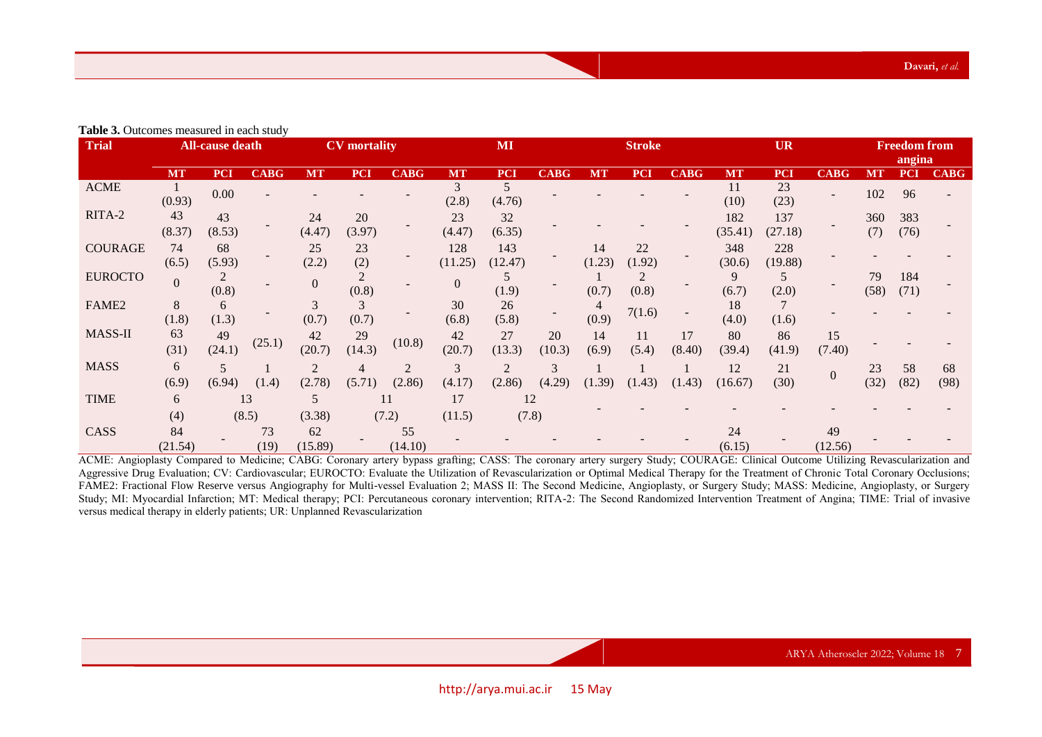**Table 3.** Outcomes measured in each study

| Trial | All-cause death | | | CV mortality | | | MI | | | Stroke | | | UR | | | Freedom from angina | | |
|---|---|---|---|---|---|---|---|---|---|---|---|---|---|---|---|---|---|---|
| | MT | PCI | CABG | MT | PCI | CABG | MT | PCI | CABG | MT | PCI | CABG | MT | PCI | CABG | MT | PCI | CABG |
| ACME | 1 (0.93) | 0.00 | - | - | - | - | 3 (2.8) | 5 (4.76) | - | - | - | - | 11 (10) | 23 (23) | - | 102 | 96 | - |
| RITA-2 | 43 (8.37) | 43 (8.53) | - | 24 (4.47) | 20 (3.97) | - | 23 (4.47) | 32 (6.35) | - | - | - | - | 182 (35.41) | 137 (27.18) | - | 360 (7) | 383 (76) | - |
| COURAGE | 74 (6.5) | 68 (5.93) | - | 25 (2.2) | 23 (2) | - | 128 (11.25) | 143 (12.47) | - | 14 (1.23) | 22 (1.92) | - | 348 (30.6) | 228 (19.88) | - | - | - | - |
| EUROCTO | 0 | 2 (0.8) | - | 0 | 2 (0.8) | - | 0 | 5 (1.9) | - | 1 (0.7) | 2 (0.8) | - | 9 (6.7) | 5 (2.0) | - | 79 (58) | 184 (71) | - |
| FAME2 | 8 (1.8) | 6 (1.3) | - | 3 (0.7) | 3 (0.7) | - | 30 (6.8) | 26 (5.8) | - | 4 (0.9) | 7(1.6) | - | 18 (4.0) | 7 (1.6) | - | - | - | - |
| MASS-II | 63 (31) | 49 (24.1) | (25.1) | 42 (20.7) | 29 (14.3) | (10.8) | 42 (20.7) | 27 (13.3) | 20 (10.3) | 14 (6.9) | 11 (5.4) | 17 (8.40) | 80 (39.4) | 86 (41.9) | 15 (7.40) | - | - | - |
| MASS | 6 (6.9) | 5 (6.94) | 1 (1.4) | 2 (2.78) | 4 (5.71) | 2 (2.86) | 3 (4.17) | 2 (2.86) | 3 (4.29) | 1 (1.39) | 1 (1.43) | 1 (1.43) | 12 (16.67) | 21 (30) | 0 | 23 (32) | 58 (82) | 68 (98) |
| TIME | 6 (4) | 13 (8.5) | | 5 (3.38) | 11 (7.2) | | 17 (11.5) | 12 (7.8) | | - | - | - | - | - | - | - | - | - |
| CASS | 84 (21.54) | - | 73 (19) | 62 (15.89) | - | 55 (14.10) | - | - | - | - | - | - | 24 (6.15) | - | 49 (12.56) | - | - | - |

ACME: Angioplasty Compared to Medicine; CABG: Coronary artery bypass grafting; CASS: The coronary artery surgery Study; COURAGE: Clinical Outcome Utilizing Revascularization and Aggressive Drug Evaluation; CV: Cardiovascular; EUROCTO: Evaluate the Utilization of Revascularization or Optimal Medical Therapy for the Treatment of Chronic Total Coronary Occlusions; FAME2: Fractional Flow Reserve versus Angiography for Multi-vessel Evaluation 2; MASS II: The Second Medicine, Angioplasty, or Surgery Study; MASS: Medicine, Angioplasty, or Surgery Study; MI: Myocardial Infarction; MT: Medical therapy; PCI: Percutaneous coronary intervention; RITA-2: The Second Randomized Intervention Treatment of Angina; TIME: Trial of invasive versus medical therapy in elderly patients; UR: Unplanned Revascularization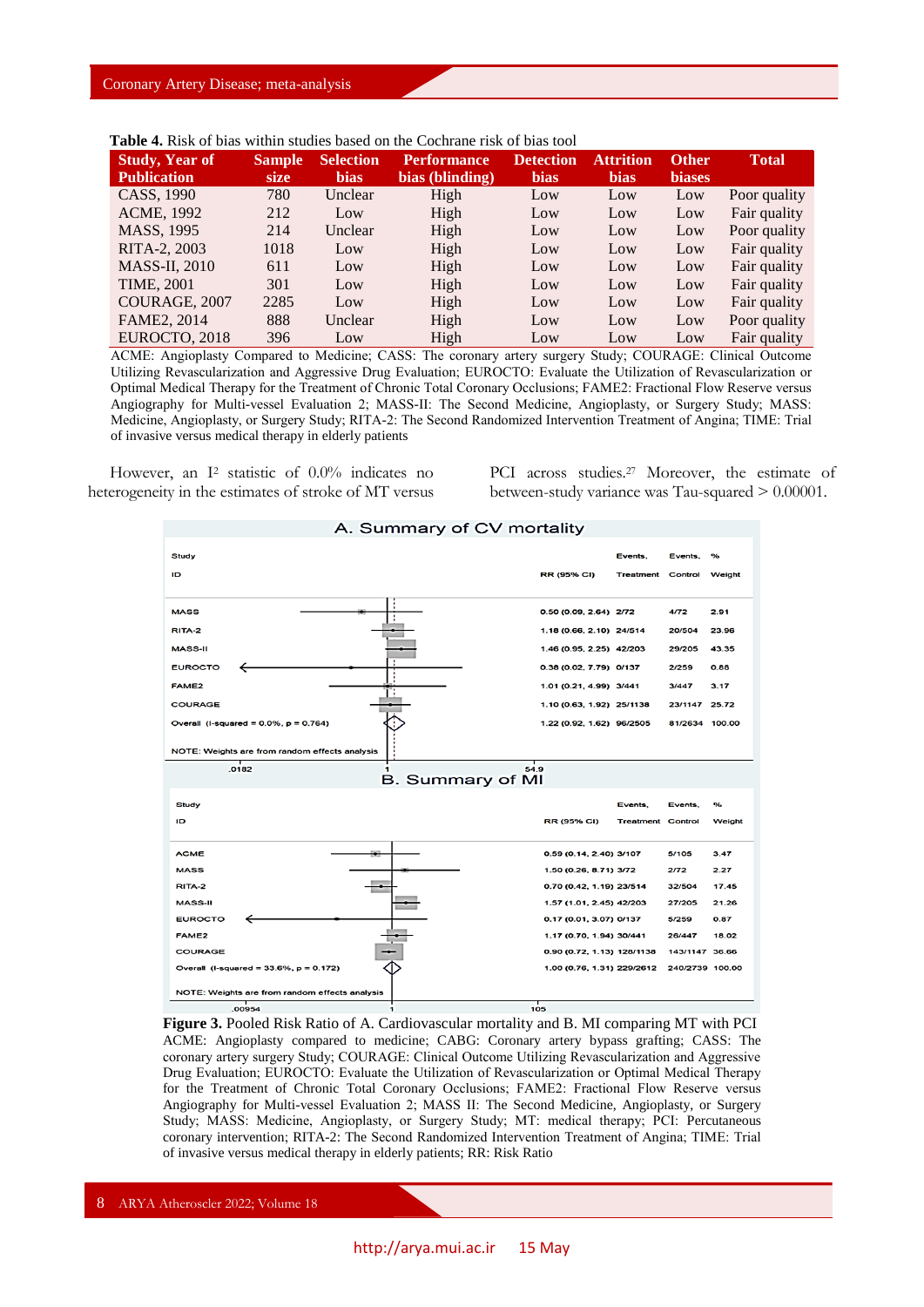**Table 4.** Risk of bias within studies based on the Cochrane risk of bias tool

| Study, Year of Publication | Sample size | Selection bias | Performance bias (blinding) | Detection bias | Attrition bias | Other biases | Total |
|---|---|---|---|---|---|---|---|
| CASS, 1990 | 780 | Unclear | High | Low | Low | Low | Poor quality |
| ACME, 1992 | 212 | Low | High | Low | Low | Low | Fair quality |
| MASS, 1995 | 214 | Unclear | High | Low | Low | Low | Poor quality |
| RITA-2, 2003 | 1018 | Low | High | Low | Low | Low | Fair quality |
| MASS-II, 2010 | 611 | Low | High | Low | Low | Low | Fair quality |
| TIME, 2001 | 301 | Low | High | Low | Low | Low | Fair quality |
| COURAGE, 2007 | 2285 | Low | High | Low | Low | Low | Fair quality |
| FAME2, 2014 | 888 | Unclear | High | Low | Low | Low | Poor quality |
| EUROCTO, 2018 | 396 | Low | High | Low | Low | Low | Fair quality |

ACME: Angioplasty Compared to Medicine; CASS: The coronary artery surgery Study; COURAGE: Clinical Outcome Utilizing Revascularization and Aggressive Drug Evaluation; EUROCTO: Evaluate the Utilization of Revascularization or Optimal Medical Therapy for the Treatment of Chronic Total Coronary Occlusions; FAME2: Fractional Flow Reserve versus Angiography for Multi-vessel Evaluation 2; MASS-II: The Second Medicine, Angioplasty, or Surgery Study; MASS: Medicine, Angioplasty, or Surgery Study; RITA-2: The Second Randomized Intervention Treatment of Angina; TIME: Trial of invasive versus medical therapy in elderly patients

However, an $I^2$ statistic of 0.0% indicates no heterogeneity in the estimates of stroke of MT versus PCI across studies.[27] Moreover, the estimate of between-study variance was Tau-squared > 0.00001.

**A. Summary of CV mortality**

| Study ID | RR (95% CI) | Events, Treatment | Events, Control | % Weight |
|---|---|---|---|---|
| MASS | 0.50 (0.09, 2.64) | 2/72 | 4/72 | 2.91 |
| RITA-2 | 1.18 (0.66, 2.10) | 24/514 | 20/504 | 23.96 |
| MASS-II | 1.46 (0.95, 2.25) | 42/203 | 29/205 | 43.35 |
| EUROCTO | 0.38 (0.02, 7.79) | 0/137 | 2/259 | 0.88 |
| FAME2 | 1.01 (0.21, 4.99) | 3/441 | 3/447 | 3.17 |
| COURAGE | 1.10 (0.63, 1.92) | 25/1138 | 23/1147 | 25.72 |
| Overall (I-squared = 0.0%, p = 0.764) | 1.22 (0.92, 1.62) | 96/2505 | 81/2634 | 100.00 |

NOTE: Weights are from random effects analysis

**B. Summary of MI**

| Study ID | RR (95% CI) | Events, Treatment | Events, Control | % Weight |
|---|---|---|---|---|
| ACME | 0.59 (0.14, 2.40) | 3/107 | 5/105 | 3.47 |
| MASS | 1.50 (0.26, 8.71) | 3/72 | 2/72 | 2.27 |
| RITA-2 | 0.70 (0.42, 1.19) | 23/514 | 32/504 | 17.45 |
| MASS-II | 1.57 (1.01, 2.45) | 42/203 | 27/205 | 21.26 |
| EUROCTO | 0.17 (0.01, 3.07) | 0/137 | 5/259 | 0.87 |
| FAME2 | 1.17 (0.70, 1.94) | 30/441 | 26/447 | 18.02 |
| COURAGE | 0.90 (0.72, 1.13) | 128/1138 | 143/1147 | 36.66 |
| Overall (I-squared = 33.6%, p = 0.172) | 1.00 (0.76, 1.31) | 229/2612 | 240/2739 | 100.00 |

NOTE: Weights are from random effects analysis

**Figure 3.** Pooled Risk Ratio of A. Cardiovascular mortality and B. MI comparing MT with PCI

ACME: Angioplasty compared to medicine; CABG: Coronary artery bypass grafting; CASS: The coronary artery surgery Study; COURAGE: Clinical Outcome Utilizing Revascularization and Aggressive Drug Evaluation; EUROCTO: Evaluate the Utilization of Revascularization or Optimal Medical Therapy for the Treatment of Chronic Total Coronary Occlusions; FAME2: Fractional Flow Reserve versus Angiography for Multi-vessel Evaluation 2; MASS II: The Second Medicine, Angioplasty, or Surgery Study; MASS: Medicine, Angioplasty, or Surgery Study; MT: medical therapy; PCI: Percutaneous coronary intervention; RITA-2: The Second Randomized Intervention Treatment of Angina; TIME: Trial of invasive versus medical therapy in elderly patients; RR: Risk Ratio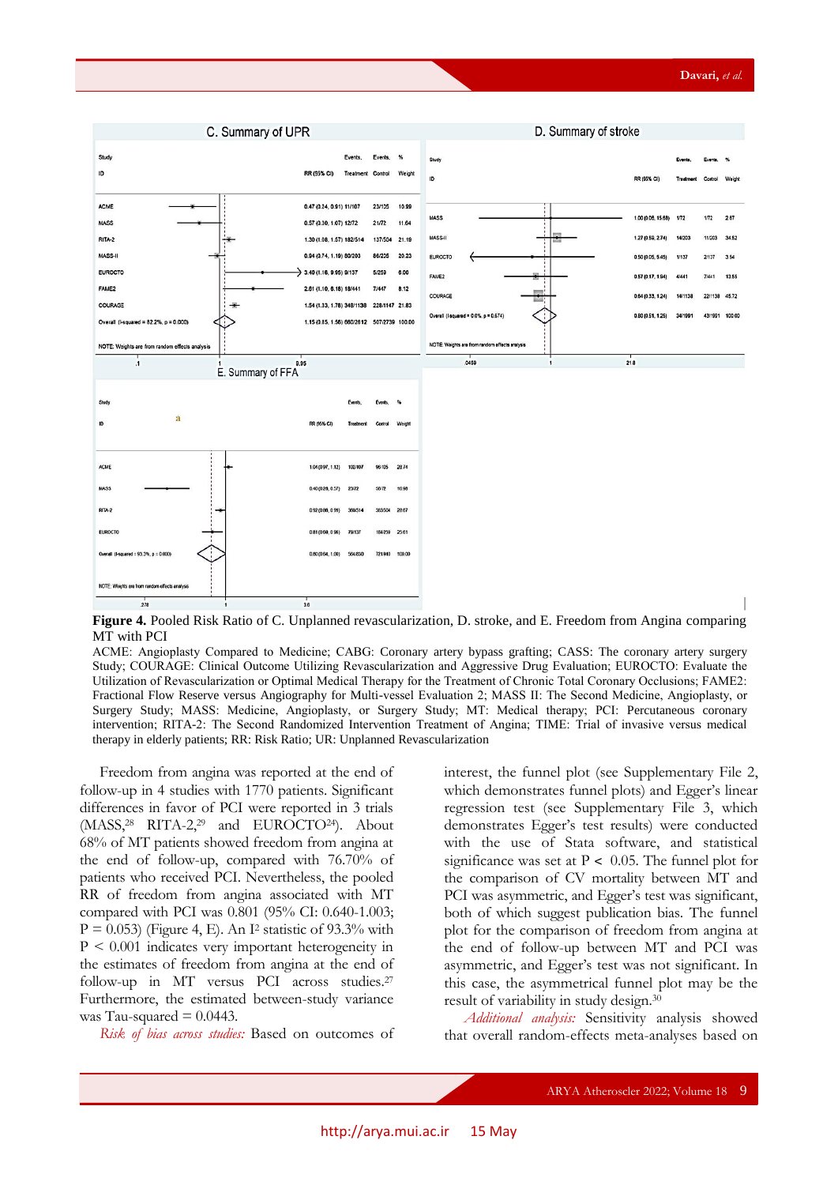**C. Summary of UPR**

| Study ID | RR (95% CI) | Events, Treatment | Events, Control | % Weight |
|---|---|---|---|---|
| ACME | 0.47 (0.24, 0.91) | 11/107 | 23/105 | 10.99 |
| MASS | 0.57 (0.30, 1.07) | 12/72 | 21/72 | 11.64 |
| RITA-2 | 1.30 (1.08, 1.57) | 182/514 | 137/504 | 21.19 |
| MASS-II | 0.94 (0.74, 1.19) | 80/203 | 86/205 | 20.23 |
| EUROCTO | 3.40 (1.16, 9.95) | 9/137 | 5/259 | 6.00 |
| FAME2 | 2.61 (1.10, 6.18) | 18/441 | 7/447 | 8.12 |
| COURAGE | 1.54 (1.33, 1.78) | 348/1138 | 228/1147 | 21.83 |
| Overall (I-squared = 82.2%, p = 0.000) | 1.15 (0.85, 1.56) | 660/2612 | 507/2739 | 100.00 |

NOTE: Weights are from random effects analysis

Axis: .1 — 1 — 9.95

**D. Summary of stroke**

| Study ID | RR (95% CI) | Events, Treatment | Events, Control | % Weight |
|---|---|---|---|---|
| MASS | 1.00 (0.06, 15.68) | 1/72 | 1/72 | 2.67 |
| MASS-II | 1.27 (0.58, 2.74) | 14/203 | 11/203 | 34.52 |
| EUROCTO | 0.50 (0.05, 5.45) | 1/137 | 2/137 | 3.54 |
| FAME2 | 0.57 (0.17, 1.94) | 4/441 | 7/441 | 13.55 |
| COURAGE | 0.64 (0.33, 1.24) | 14/1138 | 22/1138 | 45.72 |
| Overall (I-squared = 0.0%, p = 0.674) | 0.80 (0.51, 1.25) | 34/1991 | 43/1991 | 100.00 |

NOTE: Weights are from random effects analysis

Axis: .0459 — 1 — 21.8

**E. Summary of FFA**

| Study ID | RR (95% CI) | Events, Treatment | Events, Control | % Weight |
|---|---|---|---|---|
| ACME | 1.04 (0.97, 1.12) | 102/107 | 96/105 | 28.74 |
| MASS | 0.40 (0.28, 0.57) | 23/72 | 58/72 | 16.98 |
| RITA-2 | 0.92 (0.88, 0.96) | 300/514 | 383/504 | 28.67 |
| EUROCTO | 0.81 (0.69, 0.96) | 79/137 | 184/259 | 25.61 |
| Overall (I-squared = 93.3%, p = 0.000) | 0.80 (0.64, 1.00) | 504/830 | 721/940 | 100.00 |

NOTE: Weights are from random effects analysis

Axis: .278 — 1 — 3.6

**Figure 4.** Pooled Risk Ratio of C. Unplanned revascularization, D. stroke, and E. Freedom from Angina comparing MT with PCI

ACME: Angioplasty Compared to Medicine; CABG: Coronary artery bypass grafting; CASS: The coronary artery surgery Study; COURAGE: Clinical Outcome Utilizing Revascularization and Aggressive Drug Evaluation; EUROCTO: Evaluate the Utilization of Revascularization or Optimal Medical Therapy for the Treatment of Chronic Total Coronary Occlusions; FAME2: Fractional Flow Reserve versus Angiography for Multi-vessel Evaluation 2; MASS II: The Second Medicine, Angioplasty, or Surgery Study; MASS: Medicine, Angioplasty, or Surgery Study; MT: Medical therapy; PCI: Percutaneous coronary intervention; RITA-2: The Second Randomized Intervention Treatment of Angina; TIME: Trial of invasive versus medical therapy in elderly patients; RR: Risk Ratio; UR: Unplanned Revascularization

Freedom from angina was reported at the end of follow-up in 4 studies with 1770 patients. Significant differences in favor of PCI were reported in 3 trials (MASS,[28] RITA-2,[29] and EUROCTO[24]). About 68% of MT patients showed freedom from angina at the end of follow-up, compared with 76.70% of patients who received PCI. Nevertheless, the pooled RR of freedom from angina associated with MT compared with PCI was 0.801 (95% CI: 0.640-1.003; P = 0.053) (Figure 4, E). An $I^2$ statistic of 93.3% with P < 0.001 indicates very important heterogeneity in the estimates of freedom from angina at the end of follow-up in MT versus PCI across studies.[27] Furthermore, the estimated between-study variance was Tau-squared = 0.0443.

*Risk of bias across studies:* Based on outcomes of interest, the funnel plot (see Supplementary File 2, which demonstrates funnel plots) and Egger's linear regression test (see Supplementary File 3, which demonstrates Egger's test results) were conducted with the use of Stata software, and statistical significance was set at P < 0.05. The funnel plot for the comparison of CV mortality between MT and PCI was asymmetric, and Egger's test was significant, both of which suggest publication bias. The funnel plot for the comparison of freedom from angina at the end of follow-up between MT and PCI was asymmetric, and Egger's test was not significant. In this case, the asymmetrical funnel plot may be the result of variability in study design.[30]

*Additional analysis:* Sensitivity analysis showed that overall random-effects meta-analyses based on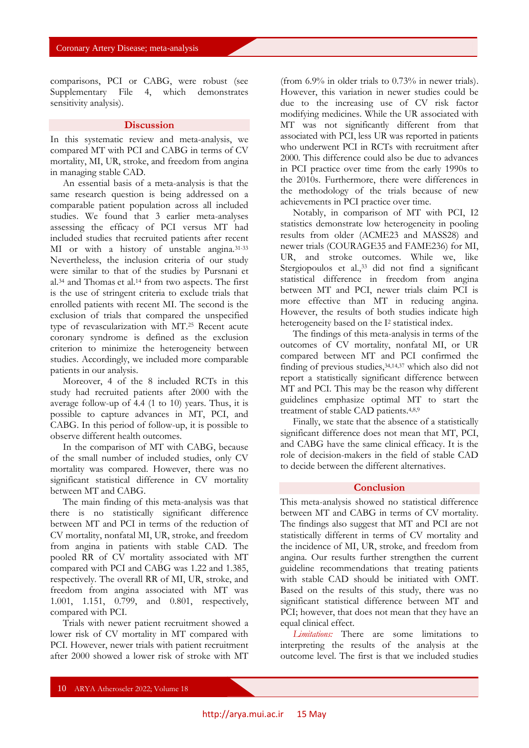comparisons, PCI or CABG, were robust (see Supplementary File 4, which demonstrates sensitivity analysis).

## Discussion

In this systematic review and meta-analysis, we compared MT with PCI and CABG in terms of CV mortality, MI, UR, stroke, and freedom from angina in managing stable CAD.

An essential basis of a meta-analysis is that the same research question is being addressed on a comparable patient population across all included studies. We found that 3 earlier meta-analyses assessing the efficacy of PCI versus MT had included studies that recruited patients after recent MI or with a history of unstable angina.[31-33] Nevertheless, the inclusion criteria of our study were similar to that of the studies by Pursnani et al.[34] and Thomas et al.[14] from two aspects. The first is the use of stringent criteria to exclude trials that enrolled patients with recent MI. The second is the exclusion of trials that compared the unspecified type of revascularization with MT.[25] Recent acute coronary syndrome is defined as the exclusion criterion to minimize the heterogeneity between studies. Accordingly, we included more comparable patients in our analysis.

Moreover, 4 of the 8 included RCTs in this study had recruited patients after 2000 with the average follow-up of 4.4 (1 to 10) years. Thus, it is possible to capture advances in MT, PCI, and CABG. In this period of follow-up, it is possible to observe different health outcomes.

In the comparison of MT with CABG, because of the small number of included studies, only CV mortality was compared. However, there was no significant statistical difference in CV mortality between MT and CABG.

The main finding of this meta-analysis was that there is no statistically significant difference between MT and PCI in terms of the reduction of CV mortality, nonfatal MI, UR, stroke, and freedom from angina in patients with stable CAD. The pooled RR of CV mortality associated with MT compared with PCI and CABG was 1.22 and 1.385, respectively. The overall RR of MI, UR, stroke, and freedom from angina associated with MT was 1.001, 1.151, 0.799, and 0.801, respectively, compared with PCI.

Trials with newer patient recruitment showed a lower risk of CV mortality in MT compared with PCI. However, newer trials with patient recruitment after 2000 showed a lower risk of stroke with MT (from 6.9% in older trials to 0.73% in newer trials). However, this variation in newer studies could be due to the increasing use of CV risk factor modifying medicines. While the UR associated with MT was not significantly different from that associated with PCI, less UR was reported in patients who underwent PCI in RCTs with recruitment after 2000. This difference could also be due to advances in PCI practice over time from the early 1990s to the 2010s. Furthermore, there were differences in the methodology of the trials because of new achievements in PCI practice over time.

Notably, in comparison of MT with PCI, I2 statistics demonstrate low heterogeneity in pooling results from older (ACME23 and MASS28) and newer trials (COURAGE35 and FAME236) for MI, UR, and stroke outcomes. While we, like Stergiopoulos et al.,[33] did not find a significant statistical difference in freedom from angina between MT and PCI, newer trials claim PCI is more effective than MT in reducing angina. However, the results of both studies indicate high heterogeneity based on the $I^2$ statistical index.

The findings of this meta-analysis in terms of the outcomes of CV mortality, nonfatal MI, or UR compared between MT and PCI confirmed the finding of previous studies,[34,14,37] which also did not report a statistically significant difference between MT and PCI. This may be the reason why different guidelines emphasize optimal MT to start the treatment of stable CAD patients.[4,8,9]

Finally, we state that the absence of a statistically significant difference does not mean that MT, PCI, and CABG have the same clinical efficacy. It is the role of decision-makers in the field of stable CAD to decide between the different alternatives.

## Conclusion

This meta-analysis showed no statistical difference between MT and CABG in terms of CV mortality. The findings also suggest that MT and PCI are not statistically different in terms of CV mortality and the incidence of MI, UR, stroke, and freedom from angina. Our results further strengthen the current guideline recommendations that treating patients with stable CAD should be initiated with OMT. Based on the results of this study, there was no significant statistical difference between MT and PCI; however, that does not mean that they have an equal clinical effect.

*Limitations:* There are some limitations to interpreting the results of the analysis at the outcome level. The first is that we included studies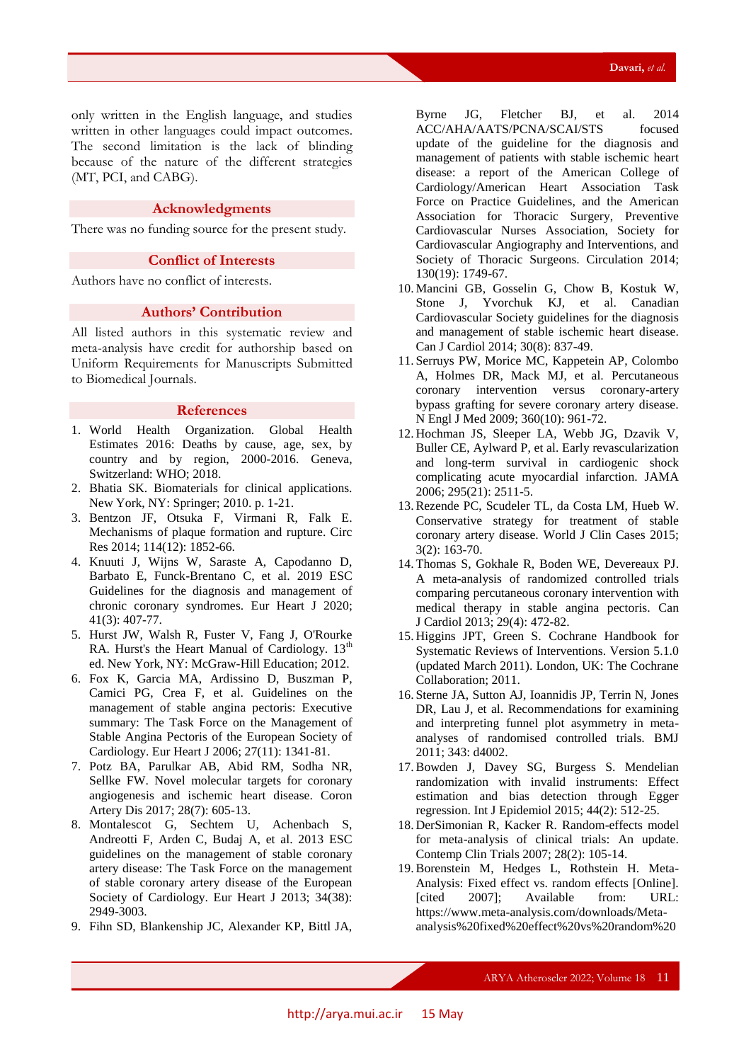only written in the English language, and studies written in other languages could impact outcomes. The second limitation is the lack of blinding because of the nature of the different strategies (MT, PCI, and CABG).

## Acknowledgments

There was no funding source for the present study.

## Conflict of Interests

Authors have no conflict of interests.

## Authors' Contribution

All listed authors in this systematic review and meta-analysis have credit for authorship based on Uniform Requirements for Manuscripts Submitted to Biomedical Journals.

## References

1. World Health Organization. Global Health Estimates 2016: Deaths by cause, age, sex, by country and by region, 2000-2016. Geneva, Switzerland: WHO; 2018.
2. Bhatia SK. Biomaterials for clinical applications. New York, NY: Springer; 2010. p. 1-21.
3. Bentzon JF, Otsuka F, Virmani R, Falk E. Mechanisms of plaque formation and rupture. Circ Res 2014; 114(12): 1852-66.
4. Knuuti J, Wijns W, Saraste A, Capodanno D, Barbato E, Funck-Brentano C, et al. 2019 ESC Guidelines for the diagnosis and management of chronic coronary syndromes. Eur Heart J 2020; 41(3): 407-77.
5. Hurst JW, Walsh R, Fuster V, Fang J, O'Rourke RA. Hurst's the Heart Manual of Cardiology. 13th ed. New York, NY: McGraw-Hill Education; 2012.
6. Fox K, Garcia MA, Ardissino D, Buszman P, Camici PG, Crea F, et al. Guidelines on the management of stable angina pectoris: Executive summary: The Task Force on the Management of Stable Angina Pectoris of the European Society of Cardiology. Eur Heart J 2006; 27(11): 1341-81.
7. Potz BA, Parulkar AB, Abid RM, Sodha NR, Sellke FW. Novel molecular targets for coronary angiogenesis and ischemic heart disease. Coron Artery Dis 2017; 28(7): 605-13.
8. Montalescot G, Sechtem U, Achenbach S, Andreotti F, Arden C, Budaj A, et al. 2013 ESC guidelines on the management of stable coronary artery disease: The Task Force on the management of stable coronary artery disease of the European Society of Cardiology. Eur Heart J 2013; 34(38): 2949-3003.
9. Fihn SD, Blankenship JC, Alexander KP, Bittl JA, Byrne JG, Fletcher BJ, et al. 2014 ACC/AHA/AATS/PCNA/SCAI/STS focused update of the guideline for the diagnosis and management of patients with stable ischemic heart disease: a report of the American College of Cardiology/American Heart Association Task Force on Practice Guidelines, and the American Association for Thoracic Surgery, Preventive Cardiovascular Nurses Association, Society for Cardiovascular Angiography and Interventions, and Society of Thoracic Surgeons. Circulation 2014; 130(19): 1749-67.
10. Mancini GB, Gosselin G, Chow B, Kostuk W, Stone J, Yvorchuk KJ, et al. Canadian Cardiovascular Society guidelines for the diagnosis and management of stable ischemic heart disease. Can J Cardiol 2014; 30(8): 837-49.
11. Serruys PW, Morice MC, Kappetein AP, Colombo A, Holmes DR, Mack MJ, et al. Percutaneous coronary intervention versus coronary-artery bypass grafting for severe coronary artery disease. N Engl J Med 2009; 360(10): 961-72.
12. Hochman JS, Sleeper LA, Webb JG, Dzavik V, Buller CE, Aylward P, et al. Early revascularization and long-term survival in cardiogenic shock complicating acute myocardial infarction. JAMA 2006; 295(21): 2511-5.
13. Rezende PC, Scudeler TL, da Costa LM, Hueb W. Conservative strategy for treatment of stable coronary artery disease. World J Clin Cases 2015; 3(2): 163-70.
14. Thomas S, Gokhale R, Boden WE, Devereaux PJ. A meta-analysis of randomized controlled trials comparing percutaneous coronary intervention with medical therapy in stable angina pectoris. Can J Cardiol 2013; 29(4): 472-82.
15. Higgins JPT, Green S. Cochrane Handbook for Systematic Reviews of Interventions. Version 5.1.0 (updated March 2011). London, UK: The Cochrane Collaboration; 2011.
16. Sterne JA, Sutton AJ, Ioannidis JP, Terrin N, Jones DR, Lau J, et al. Recommendations for examining and interpreting funnel plot asymmetry in meta-analyses of randomised controlled trials. BMJ 2011; 343: d4002.
17. Bowden J, Davey SG, Burgess S. Mendelian randomization with invalid instruments: Effect estimation and bias detection through Egger regression. Int J Epidemiol 2015; 44(2): 512-25.
18. DerSimonian R, Kacker R. Random-effects model for meta-analysis of clinical trials: An update. Contemp Clin Trials 2007; 28(2): 105-14.
19. Borenstein M, Hedges L, Rothstein H. Meta-Analysis: Fixed effect vs. random effects [Online]. [cited 2007]; Available from: URL: https://www.meta-analysis.com/downloads/Meta-analysis%20fixed%20effect%20vs%20random%20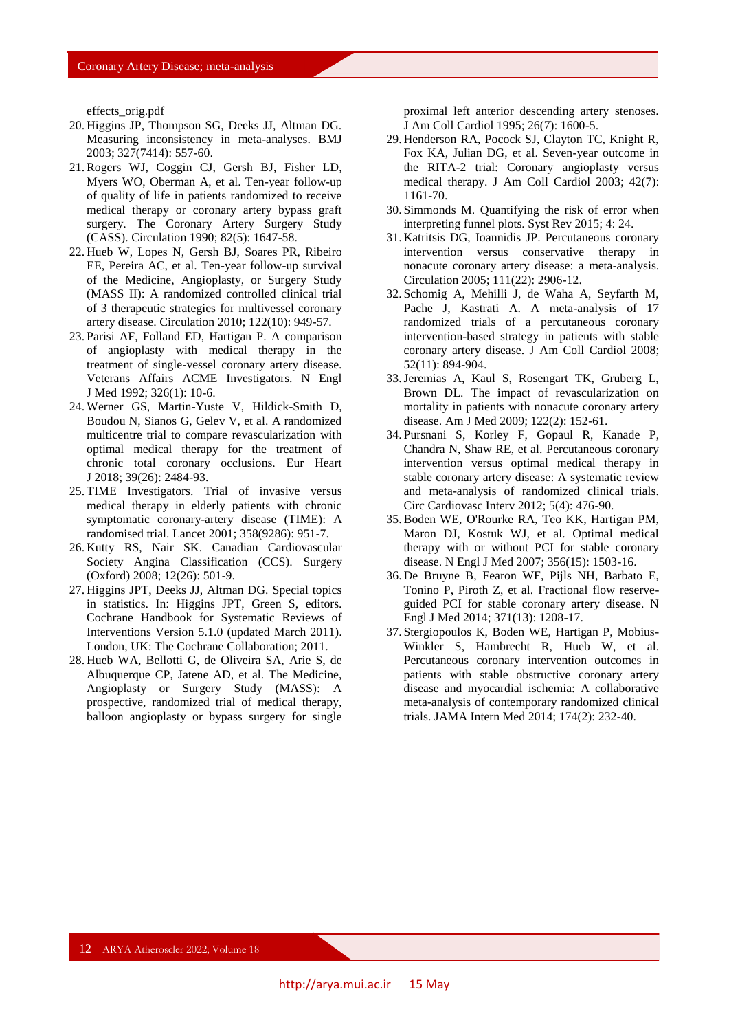effects_orig.pdf

20. Higgins JP, Thompson SG, Deeks JJ, Altman DG. Measuring inconsistency in meta-analyses. BMJ 2003; 327(7414): 557-60.
21. Rogers WJ, Coggin CJ, Gersh BJ, Fisher LD, Myers WO, Oberman A, et al. Ten-year follow-up of quality of life in patients randomized to receive medical therapy or coronary artery bypass graft surgery. The Coronary Artery Surgery Study (CASS). Circulation 1990; 82(5): 1647-58.
22. Hueb W, Lopes N, Gersh BJ, Soares PR, Ribeiro EE, Pereira AC, et al. Ten-year follow-up survival of the Medicine, Angioplasty, or Surgery Study (MASS II): A randomized controlled clinical trial of 3 therapeutic strategies for multivessel coronary artery disease. Circulation 2010; 122(10): 949-57.
23. Parisi AF, Folland ED, Hartigan P. A comparison of angioplasty with medical therapy in the treatment of single-vessel coronary artery disease. Veterans Affairs ACME Investigators. N Engl J Med 1992; 326(1): 10-6.
24. Werner GS, Martin-Yuste V, Hildick-Smith D, Boudou N, Sianos G, Gelev V, et al. A randomized multicentre trial to compare revascularization with optimal medical therapy for the treatment of chronic total coronary occlusions. Eur Heart J 2018; 39(26): 2484-93.
25. TIME Investigators. Trial of invasive versus medical therapy in elderly patients with chronic symptomatic coronary-artery disease (TIME): A randomised trial. Lancet 2001; 358(9286): 951-7.
26. Kutty RS, Nair SK. Canadian Cardiovascular Society Angina Classification (CCS). Surgery (Oxford) 2008; 12(26): 501-9.
27. Higgins JPT, Deeks JJ, Altman DG. Special topics in statistics. In: Higgins JPT, Green S, editors. Cochrane Handbook for Systematic Reviews of Interventions Version 5.1.0 (updated March 2011). London, UK: The Cochrane Collaboration; 2011.
28. Hueb WA, Bellotti G, de Oliveira SA, Arie S, de Albuquerque CP, Jatene AD, et al. The Medicine, Angioplasty or Surgery Study (MASS): A prospective, randomized trial of medical therapy, balloon angioplasty or bypass surgery for single proximal left anterior descending artery stenoses. J Am Coll Cardiol 1995; 26(7): 1600-5.
29. Henderson RA, Pocock SJ, Clayton TC, Knight R, Fox KA, Julian DG, et al. Seven-year outcome in the RITA-2 trial: Coronary angioplasty versus medical therapy. J Am Coll Cardiol 2003; 42(7): 1161-70.
30. Simmonds M. Quantifying the risk of error when interpreting funnel plots. Syst Rev 2015; 4: 24.
31. Katritsis DG, Ioannidis JP. Percutaneous coronary intervention versus conservative therapy in nonacute coronary artery disease: a meta-analysis. Circulation 2005; 111(22): 2906-12.
32. Schomig A, Mehilli J, de Waha A, Seyfarth M, Pache J, Kastrati A. A meta-analysis of 17 randomized trials of a percutaneous coronary intervention-based strategy in patients with stable coronary artery disease. J Am Coll Cardiol 2008; 52(11): 894-904.
33. Jeremias A, Kaul S, Rosengart TK, Gruberg L, Brown DL. The impact of revascularization on mortality in patients with nonacute coronary artery disease. Am J Med 2009; 122(2): 152-61.
34. Pursnani S, Korley F, Gopaul R, Kanade P, Chandra N, Shaw RE, et al. Percutaneous coronary intervention versus optimal medical therapy in stable coronary artery disease: A systematic review and meta-analysis of randomized clinical trials. Circ Cardiovasc Interv 2012; 5(4): 476-90.
35. Boden WE, O'Rourke RA, Teo KK, Hartigan PM, Maron DJ, Kostuk WJ, et al. Optimal medical therapy with or without PCI for stable coronary disease. N Engl J Med 2007; 356(15): 1503-16.
36. De Bruyne B, Fearon WF, Pijls NH, Barbato E, Tonino P, Piroth Z, et al. Fractional flow reserve-guided PCI for stable coronary artery disease. N Engl J Med 2014; 371(13): 1208-17.
37. Stergiopoulos K, Boden WE, Hartigan P, Mobius-Winkler S, Hambrecht R, Hueb W, et al. Percutaneous coronary intervention outcomes in patients with stable obstructive coronary artery disease and myocardial ischemia: A collaborative meta-analysis of contemporary randomized clinical trials. JAMA Intern Med 2014; 174(2): 232-40.